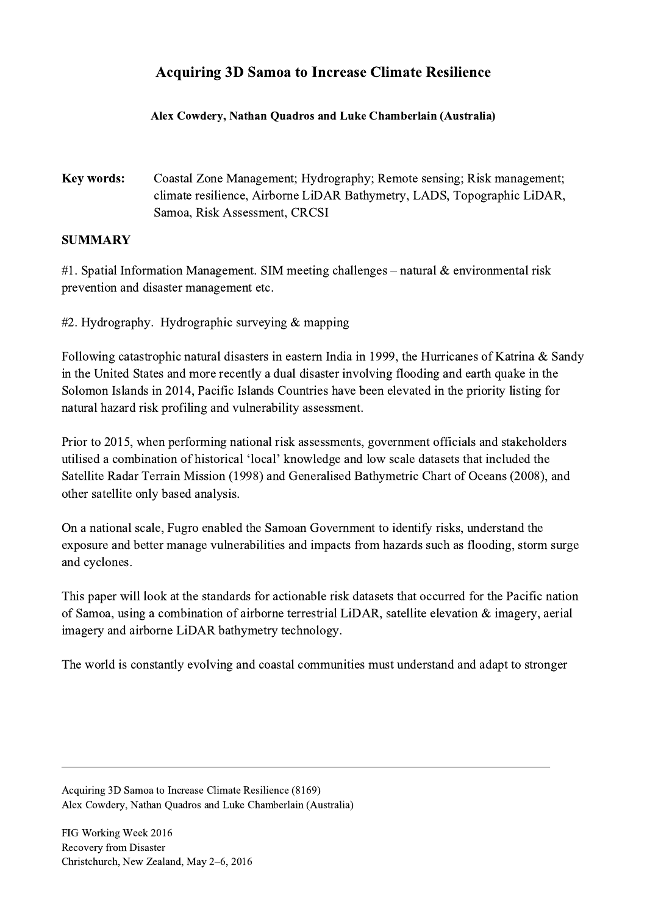# Acquiring 3D Samoa to Increase Climate Resilience

**Alex Cowdery, Nathan Quadros and Luke Chamberlain (Australia)**

**Key words:** Coastal Zone Management; Hydrography; Remote sensing; Risk management; climate resilience, Airborne LiDAR Bathymetry, LADS, Topographic LiDAR, Samoa, Risk Assessment, CRCSI

## SUMMARY

#1. Spatial Information Management. SIM meeting challenges – natural & environmental risk prevention and disaster management etc.

#2. Hydrography. Hydrographic surveying & mapping

Following catastrophic natural disasters in eastern India in 1999, the Hurricanes of Katrina & Sandy in the United States and more recently a dual disaster involving flooding and earth quake in the Solomon Islands in 2014, Pacific Islands Countries have been elevated in the priority listing for natural hazard risk profiling and vulnerability assessment.

Prior to 2015, when performing national risk assessments, government officials and stakeholders utilised a combination of historical 'local' knowledge and low scale datasets that included the Satellite Radar Terrain Mission (1998) and Generalised Bathymetric Chart of Oceans (2008), and other satellite only based analysis.

On a national scale, Fugro enabled the Samoan Government to identify risks, understand the exposure and better manage vulnerabilities and impacts from hazards such as flooding, storm surge and cyclones.

This paper will look at the standards for actionable risk datasets that occurred for the Pacific nation of Samoa, using a combination of airborne terrestrial LiDAR, satellite elevation & imagery, aerial imagery and airborne LiDAR bathymetry technology.

The world is constantly evolving and coastal communities must understand and adapt to stronger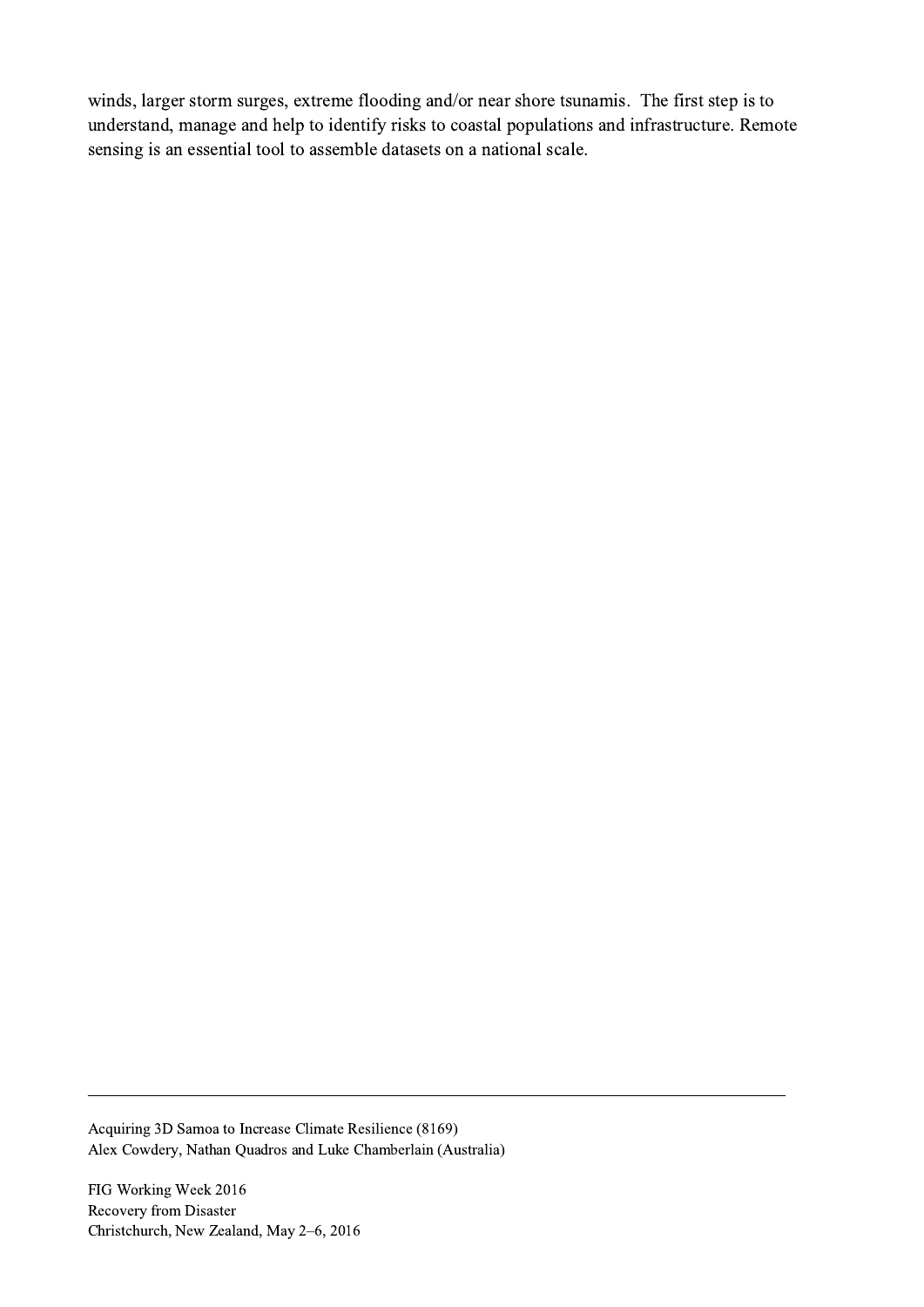winds, larger storm surges, extreme flooding and/or near shore tsunamis. The first step is to understand, manage and help to identify risks to coastal populations and infrastructure. Remote sensing is an essential tool to assemble datasets on a national scale.